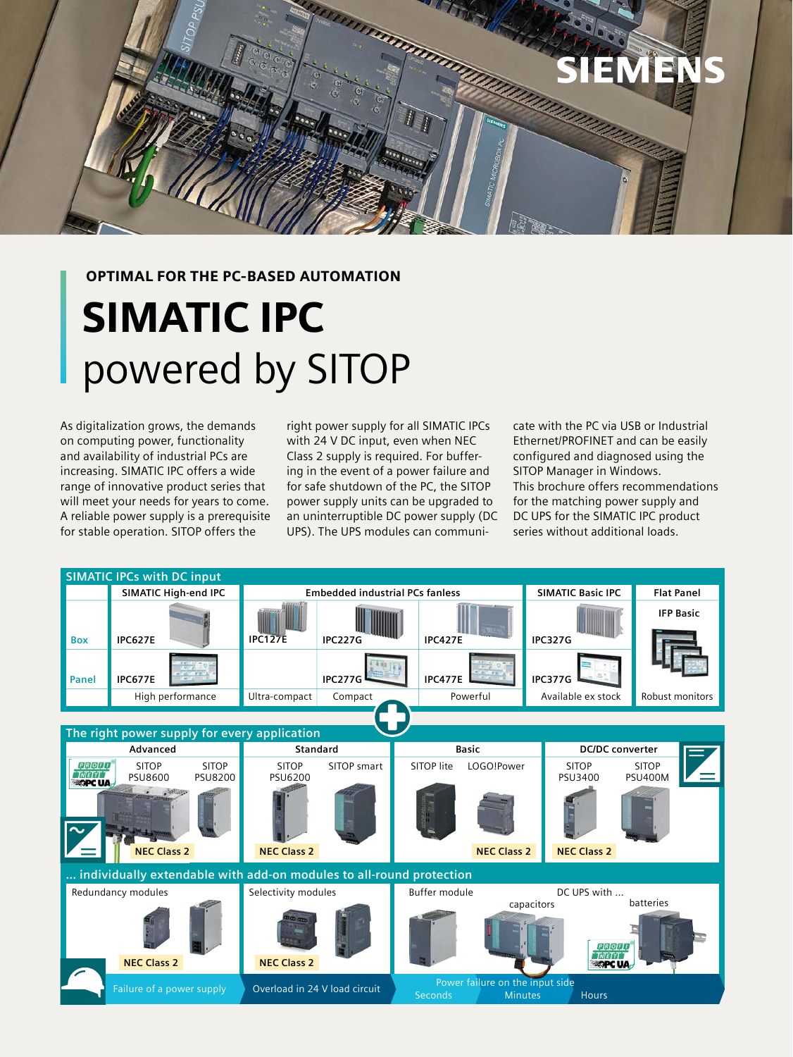SIEMENS

**OPTIMAL FOR THE PC-BASED AUTOMATION**

# SIMATIC IPC

## powered by SITOP

As digitalization grows, the demands on computing power, functionality and availability of industrial PCs are increasing. SIMATIC IPC offers a wide range of innovative product series that will meet your needs for years to come. A reliable power supply is a prerequisite for stable operation. SITOP offers the right power supply for all SIMATIC IPCs with 24 V DC input, even when NEC Class 2 supply is required. For buffering in the event of a power failure and for safe shutdown of the PC, the SITOP power supply units can be upgraded to an uninterruptible DC power supply (DC UPS). The UPS modules can communicate with the PC via USB or Industrial Ethernet/PROFINET and can be easily configured and diagnosed using the SITOP Manager in Windows.
This brochure offers recommendations for the matching power supply and DC UPS for the SIMATIC IPC product series without additional loads.

### SIMATIC IPCs with DC input

| | SIMATIC High-end IPC | Embedded industrial PCs fanless | | | SIMATIC Basic IPC | Flat Panel |
|---|---|---|---|---|---|---|
| Box | IPC627E | IPC127E | IPC227G | IPC427E | IPC327G | IFP Basic |
| Panel | IPC677E | | IPC277G | IPC477E | IPC377G | |
| | High performance | Ultra-compact | Compact | Powerful | Available ex stock | Robust monitors |

### The right power supply for every application

| Advanced | | Standard | | Basic | | DC/DC converter | |
|---|---|---|---|---|---|---|---|
| SITOP PSU8600 | SITOP PSU8200 | SITOP PSU6200 | SITOP smart | SITOP lite | LOGO!Power | SITOP PSU3400 | SITOP PSU400M |
| NEC Class 2 | | NEC Class 2 | | | NEC Class 2 | NEC Class 2 | |

PROFINET / OPC UA

### ... individually extendable with add-on modules to all-round protection

| Redundancy modules | Selectivity modules | Buffer module | DC UPS with ... capacitors | DC UPS with ... batteries |
|---|---|---|---|---|
| NEC Class 2 | NEC Class 2 | | | PROFINET / OPC UA |
| Failure of a power supply | Overload in 24 V load circuit | Power failure on the input side: Seconds | Minutes | Hours |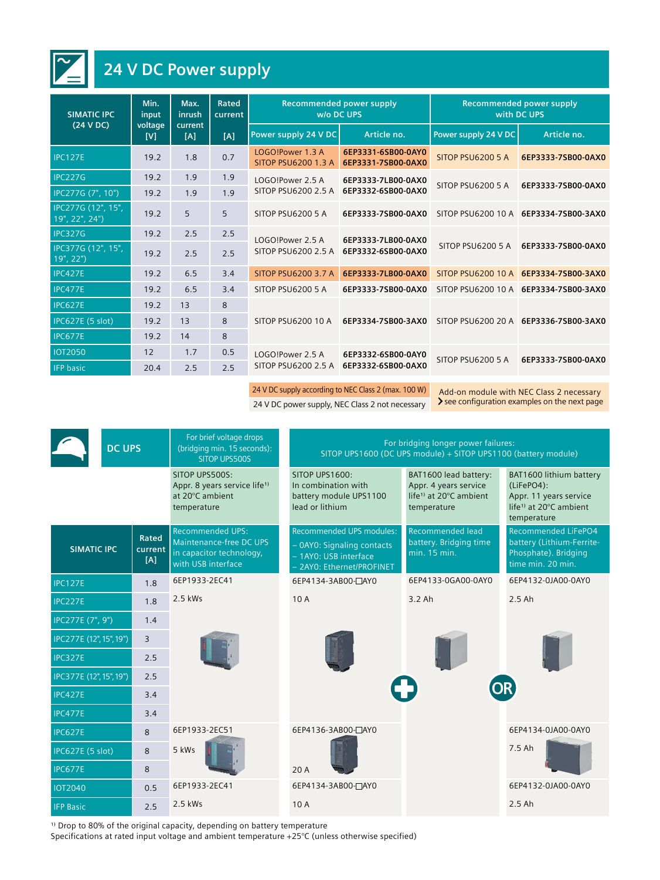# 24 V DC Power supply

| SIMATIC IPC (24 V DC) | Min. input voltage [V] | Max. inrush current [A] | Rated current [A] | Recommended power supply w/o DC UPS | | Recommended power supply with DC UPS | |
|---|---|---|---|---|---|---|---|
| | | | | Power supply 24 V DC | Article no. | Power supply 24 V DC | Article no. |
| IPC127E | 19.2 | 1.8 | 0.7 | LOGO!Power 1.3 A<br>SITOP PSU6200 1.3 A | 6EP3331-6SB00-0AY0<br>6EP3331-7SB00-0AX0 | SITOP PSU6200 5 A | 6EP3333-7SB00-0AX0 |
| IPC227G | 19.2 | 1.9 | 1.9 | LOGO!Power 2.5 A<br>SITOP PSU6200 2.5 A | 6EP3333-7LB00-0AX0<br>6EP3332-6SB00-0AX0 | SITOP PSU6200 5 A | 6EP3333-7SB00-0AX0 |
| IPC277G (7", 10") | 19.2 | 1.9 | 1.9 | | | | |
| IPC277G (12", 15", 19", 22", 24") | 19.2 | 5 | 5 | SITOP PSU6200 5 A | 6EP3333-7SB00-0AX0 | SITOP PSU6200 10 A | 6EP3334-7SB00-3AX0 |
| IPC327G | 19.2 | 2.5 | 2.5 | LOGO!Power 2.5 A<br>SITOP PSU6200 2.5 A | 6EP3333-7LB00-0AX0<br>6EP3332-6SB00-0AX0 | SITOP PSU6200 5 A | 6EP3333-7SB00-0AX0 |
| IPC377G (12", 15", 19", 22") | 19.2 | 2.5 | 2.5 | | | | |
| IPC427E | 19.2 | 6.5 | 3.4 | SITOP PSU6200 3.7 A | 6EP3333-7LB00-0AX0 | SITOP PSU6200 10 A | 6EP3334-7SB00-3AX0 |
| IPC477E | 19.2 | 6.5 | 3.4 | SITOP PSU6200 5 A | 6EP3333-7SB00-0AX0 | SITOP PSU6200 10 A | 6EP3334-7SB00-3AX0 |
| IPC627E | 19.2 | 13 | 8 | SITOP PSU6200 10 A | 6EP3334-7SB00-3AX0 | SITOP PSU6200 20 A | 6EP3336-7SB00-3AX0 |
| IPC627E (5 slot) | 19.2 | 13 | 8 | | | | |
| IPC677E | 19.2 | 14 | 8 | | | | |
| IOT2050 | 12 | 1.7 | 0.5 | LOGO!Power 2.5 A<br>SITOP PSU6200 2.5 A | 6EP3332-6SB00-0AY0<br>6EP3332-6SB00-0AX0 | SITOP PSU6200 5 A | 6EP3333-7SB00-0AX0 |
| IFP basic | 20.4 | 2.5 | 2.5 | | | | |

24 V DC supply according to NEC Class 2 (max. 100 W)

24 V DC power supply, NEC Class 2 not necessary

Add-on module with NEC Class 2 necessary
› see configuration examples on the next page

## DC UPS

| SIMATIC IPC | Rated current [A] | For brief voltage drops (bridging min. 15 seconds): SITOP UPS500S | For bridging longer power failures: SITOP UPS1600 (DC UPS module) + SITOP UPS1100 (battery module) | | |
|---|---|---|---|---|---|
| | | SITOP UPS500S: Appr. 8 years service life[1] at 20°C ambient temperature | SITOP UPS1600: In combination with battery module UPS1100 lead or lithium | BAT1600 lead battery: Appr. 4 years service life[1] at 20°C ambient temperature | BAT1600 lithium battery (LiFePO4): Appr. 11 years service life[1] at 20°C ambient temperature |
| | | Recommended UPS: Maintenance-free DC UPS in capacitor technology, with USB interface | Recommended UPS modules:<br>– 0AY0: Signaling contacts<br>– 1AY0: USB interface<br>– 2AY0: Ethernet/PROFINET | Recommended lead battery. Bridging time min. 15 min. | Recommended LiFePO4 battery (Lithium-Ferrite-Phosphate). Bridging time min. 20 min. |
| IPC127E | 1.8 | 6EP1933-2EC41<br>2.5 kWs | 6EP4134-3AB00-☐AY0<br>10 A | 6EP4133-0GA00-0AY0<br>3.2 Ah | 6EP4132-0JA00-0AY0<br>2.5 Ah |
| IPC227E | 1.8 | | | | |
| IPC277E (7", 9") | 1.4 | | | | |
| IPC277E (12", 15", 19") | 3 | | | | |
| IPC327E | 2.5 | | | | |
| IPC377E (12", 15", 19") | 2.5 | | | | |
| IPC427E | 3.4 | | | | |
| IPC477E | 3.4 | | | | |
| IPC627E | 8 | 6EP1933-2EC51<br>5 kWs | 6EP4136-3AB00-☐AY0<br>20 A | | 6EP4134-0JA00-0AY0<br>7.5 Ah |
| IPC627E (5 slot) | 8 | | | | |
| IPC677E | 8 | | | | |
| IOT2040 | 0.5 | 6EP1933-2EC41<br>2.5 kWs | 6EP4134-3AB00-☐AY0<br>10 A | | 6EP4132-0JA00-0AY0<br>2.5 Ah |
| IFP Basic | 2.5 | | | | |

[1] Drop to 80% of the original capacity, depending on battery temperature

Specifications at rated input voltage and ambient temperature +25°C (unless otherwise specified)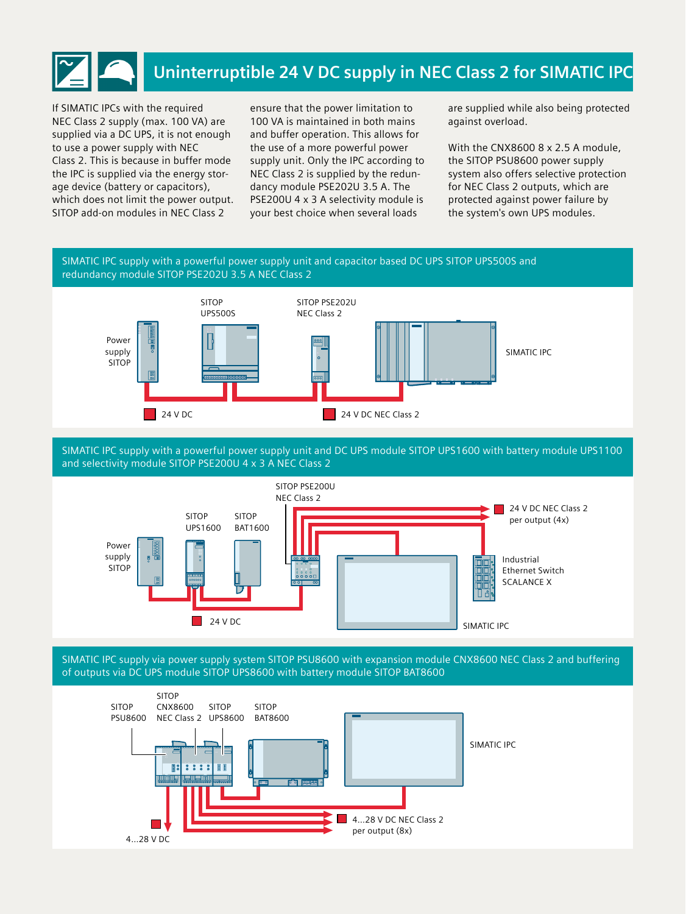# Uninterruptible 24 V DC supply in NEC Class 2 for SIMATIC IPC

If SIMATIC IPCs with the required NEC Class 2 supply (max. 100 VA) are supplied via a DC UPS, it is not enough to use a power supply with NEC Class 2. This is because in buffer mode the IPC is supplied via the energy storage device (battery or capacitors), which does not limit the power output. SITOP add-on modules in NEC Class 2 ensure that the power limitation to 100 VA is maintained in both mains and buffer operation. This allows for the use of a more powerful power supply unit. Only the IPC according to NEC Class 2 is supplied by the redundancy module PSE202U 3.5 A. The PSE200U 4 x 3 A selectivity module is your best choice when several loads are supplied while also being protected against overload.

With the CNX8600 8 x 2.5 A module, the SITOP PSU8600 power supply system also offers selective protection for NEC Class 2 outputs, which are protected against power failure by the system's own UPS modules.

## SIMATIC IPC supply with a powerful power supply unit and capacitor based DC UPS SITOP UPS500S and redundancy module SITOP PSE202U 3.5 A NEC Class 2

Power supply SITOP — SITOP UPS500S — SITOP PSE202U NEC Class 2 — SIMATIC IPC

24 V DC — 24 V DC NEC Class 2

## SIMATIC IPC supply with a powerful power supply unit and DC UPS module SITOP UPS1600 with battery module UPS1100 and selectivity module SITOP PSE200U 4 x 3 A NEC Class 2

Power supply SITOP — SITOP UPS1600 — SITOP BAT1600 — SITOP PSE200U NEC Class 2 — SIMATIC IPC — Industrial Ethernet Switch SCALANCE X

24 V DC — 24 V DC NEC Class 2 per output (4x)

## SIMATIC IPC supply via power supply system SITOP PSU8600 with expansion module CNX8600 NEC Class 2 and buffering of outputs via DC UPS module SITOP UPS8600 with battery module SITOP BAT8600

SITOP PSU8600 — SITOP CNX8600 NEC Class 2 — SITOP UPS8600 — SITOP BAT8600 — SIMATIC IPC

4...28 V DC — 4...28 V DC NEC Class 2 per output (8x)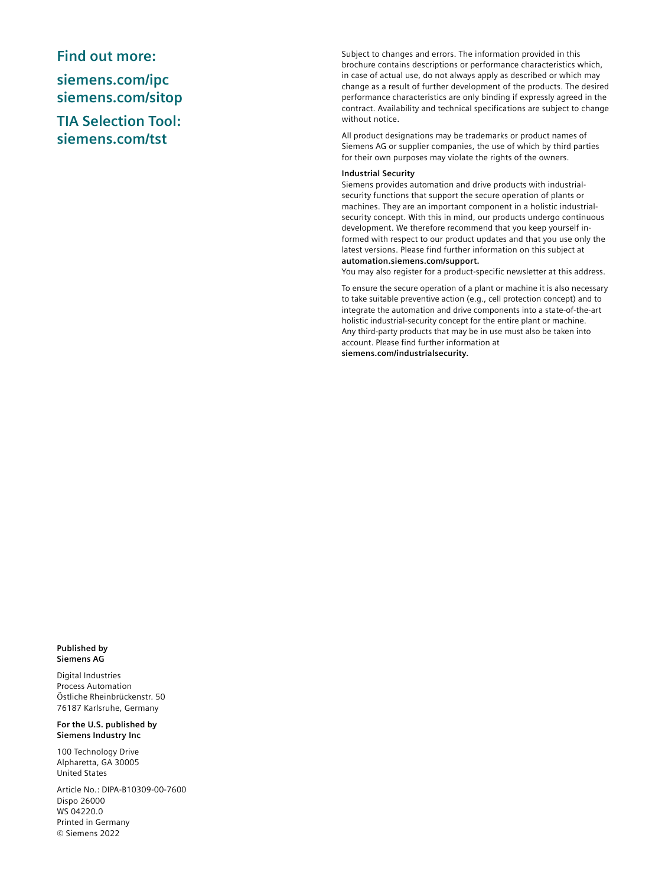## Find out more:

**siemens.com/ipc**
**siemens.com/sitop**

**TIA Selection Tool:**
**siemens.com/tst**

Subject to changes and errors. The information provided in this brochure contains descriptions or performance characteristics which, in case of actual use, do not always apply as described or which may change as a result of further development of the products. The desired performance characteristics are only binding if expressly agreed in the contract. Availability and technical specifications are subject to change without notice.

All product designations may be trademarks or product names of Siemens AG or supplier companies, the use of which by third parties for their own purposes may violate the rights of the owners.

**Industrial Security**
Siemens provides automation and drive products with industrial-security functions that support the secure operation of plants or machines. They are an important component in a holistic industrial-security concept. With this in mind, our products undergo continuous development. We therefore recommend that you keep yourself informed with respect to our product updates and that you use only the latest versions. Please find further information on this subject at **automation.siemens.com/support.**
You may also register for a product-specific newsletter at this address.

To ensure the secure operation of a plant or machine it is also necessary to take suitable preventive action (e.g., cell protection concept) and to integrate the automation and drive components into a state-of-the-art holistic industrial-security concept for the entire plant or machine. Any third-party products that may be in use must also be taken into account. Please find further information at **siemens.com/industrialsecurity.**

**Published by**
**Siemens AG**

Digital Industries
Process Automation
Östliche Rheinbrückenstr. 50
76187 Karlsruhe, Germany

**For the U.S. published by**
**Siemens Industry Inc**

100 Technology Drive
Alpharetta, GA 30005
United States

Article No.: DIPA-B10309-00-7600
Dispo 26000
WS 04220.0
Printed in Germany
© Siemens 2022